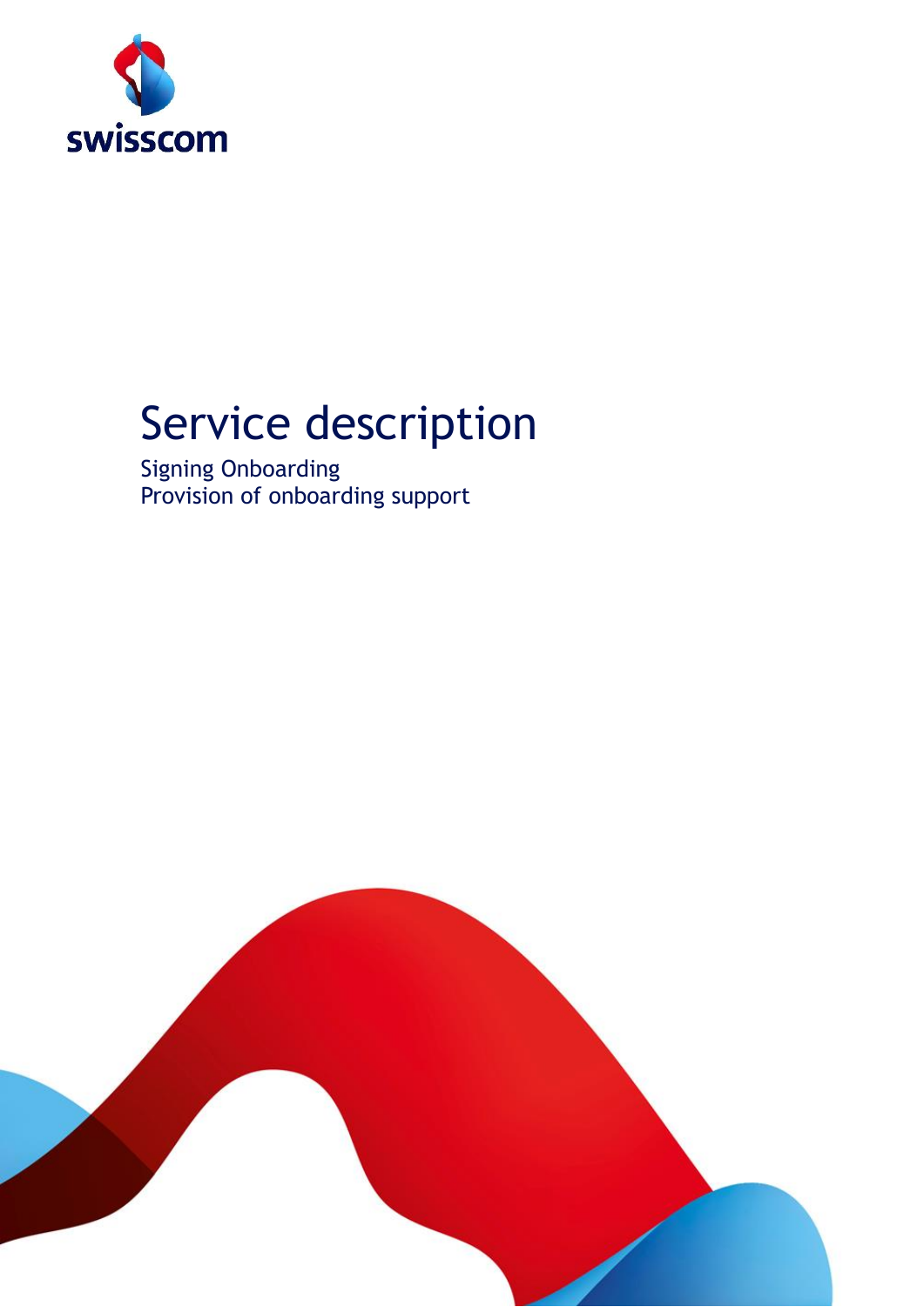swisscom

# Service description

Signing Onboarding
Provision of onboarding support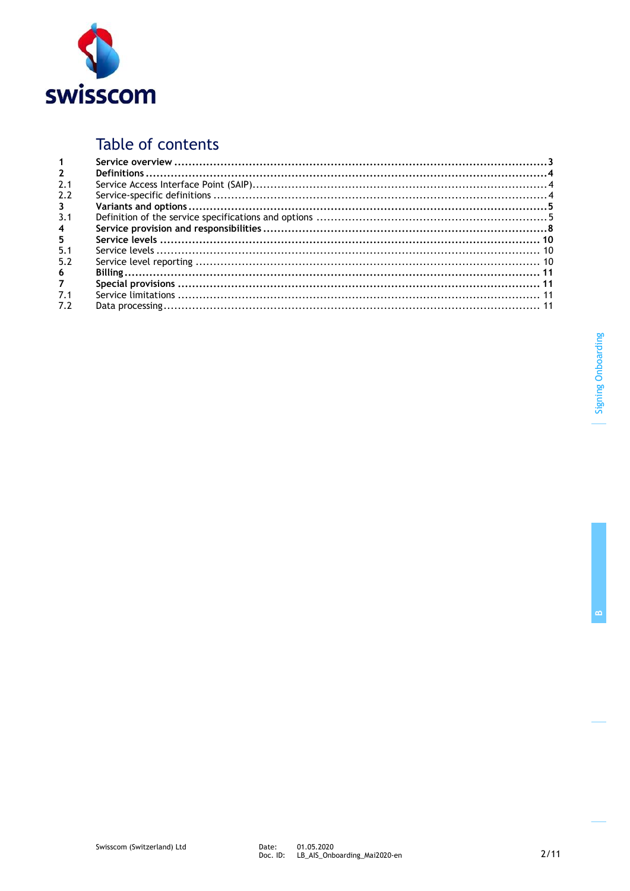# Table of contents

| | | |
|---|---|---|
| **1** | **Service overview** | **3** |
| **2** | **Definitions** | **4** |
| 2.1 | Service Access Interface Point (SAIP) | 4 |
| 2.2 | Service-specific definitions | 4 |
| **3** | **Variants and options** | **5** |
| 3.1 | Definition of the service specifications and options | 5 |
| **4** | **Service provision and responsibilities** | **8** |
| **5** | **Service levels** | **10** |
| 5.1 | Service levels | 10 |
| 5.2 | Service level reporting | 10 |
| **6** | **Billing** | **11** |
| **7** | **Special provisions** | **11** |
| 7.1 | Service limitations | 11 |
| 7.2 | Data processing | 11 |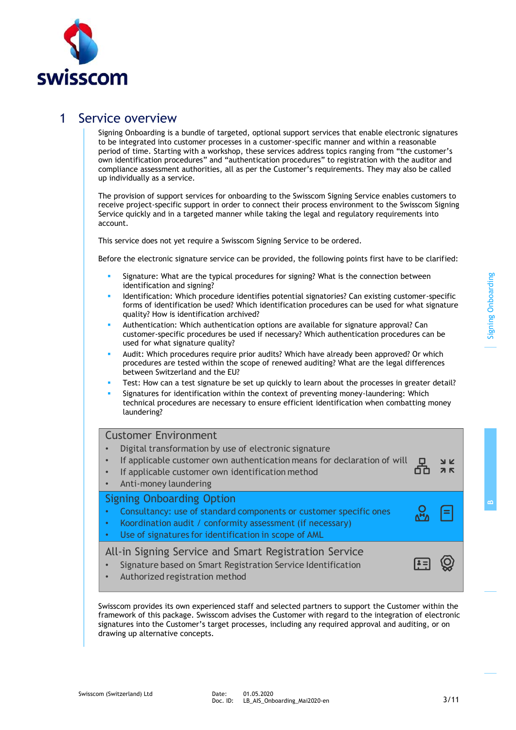# 1 Service overview

Signing Onboarding is a bundle of targeted, optional support services that enable electronic signatures to be integrated into customer processes in a customer-specific manner and within a reasonable period of time. Starting with a workshop, these services address topics ranging from “the customer’s own identification procedures” and “authentication procedures” to registration with the auditor and compliance assessment authorities, all as per the Customer’s requirements. They may also be called up individually as a service.

The provision of support services for onboarding to the Swisscom Signing Service enables customers to receive project-specific support in order to connect their process environment to the Swisscom Signing Service quickly and in a targeted manner while taking the legal and regulatory requirements into account.

This service does not yet require a Swisscom Signing Service to be ordered.

Before the electronic signature service can be provided, the following points first have to be clarified:

- Signature: What are the typical procedures for signing? What is the connection between identification and signing?
- Identification: Which procedure identifies potential signatories? Can existing customer-specific forms of identification be used? Which identification procedures can be used for what signature quality? How is identification archived?
- Authentication: Which authentication options are available for signature approval? Can customer-specific procedures be used if necessary? Which authentication procedures can be used for what signature quality?
- Audit: Which procedures require prior audits? Which have already been approved? Or which procedures are tested within the scope of renewed auditing? What are the legal differences between Switzerland and the EU?
- Test: How can a test signature be set up quickly to learn about the processes in greater detail?
- Signatures for identification within the context of preventing money-laundering: Which technical procedures are necessary to ensure efficient identification when combatting money laundering?

**Customer Environment**

- Digital transformation by use of electronic signature
- If applicable customer own authentication means for declaration of will
- If applicable customer own identification method
- Anti-money laundering

**Signing Onboarding Option**

- Consultancy: use of standard components or customer specific ones
- Koordination audit / conformity assessment (if necessary)
- Use of signatures for identification in scope of AML

**All-in Signing Service and Smart Registration Service**

- Signature based on Smart Registration Service Identification
- Authorized registration method

Swisscom provides its own experienced staff and selected partners to support the Customer within the framework of this package. Swisscom advises the Customer with regard to the integration of electronic signatures into the Customer’s target processes, including any required approval and auditing, or on drawing up alternative concepts.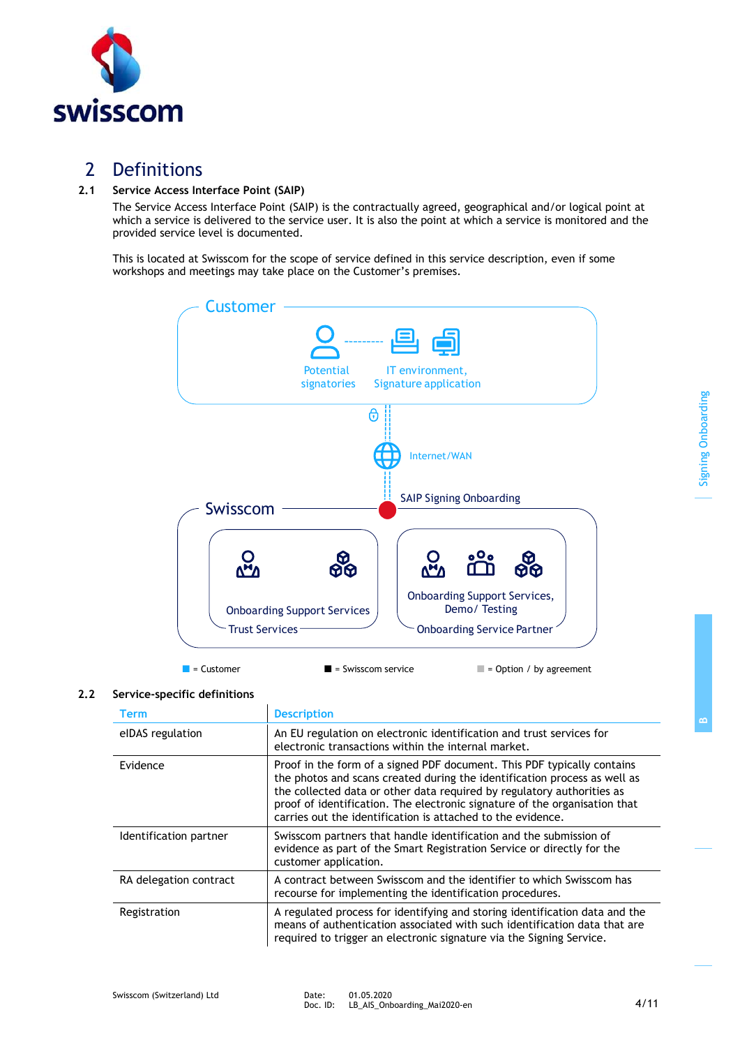# 2 Definitions

## 2.1 Service Access Interface Point (SAIP)

The Service Access Interface Point (SAIP) is the contractually agreed, geographical and/or logical point at which a service is delivered to the service user. It is also the point at which a service is monitored and the provided service level is documented.

This is located at Swisscom for the scope of service defined in this service description, even if some workshops and meetings may take place on the Customer's premises.

Customer

Potential signatories

IT environment, Signature application

Internet/WAN

SAIP Signing Onboarding

Swisscom

Onboarding Support Services

Trust Services

Onboarding Support Services, Demo/ Testing

Onboarding Service Partner

■ = Customer ■ = Swisscom service ■ = Option / by agreement

## 2.2 Service-specific definitions

| Term | Description |
|---|---|
| eIDAS regulation | An EU regulation on electronic identification and trust services for electronic transactions within the internal market. |
| Evidence | Proof in the form of a signed PDF document. This PDF typically contains the photos and scans created during the identification process as well as the collected data or other data required by regulatory authorities as proof of identification. The electronic signature of the organisation that carries out the identification is attached to the evidence. |
| Identification partner | Swisscom partners that handle identification and the submission of evidence as part of the Smart Registration Service or directly for the customer application. |
| RA delegation contract | A contract between Swisscom and the identifier to which Swisscom has recourse for implementing the identification procedures. |
| Registration | A regulated process for identifying and storing identification data and the means of authentication associated with such identification data that are required to trigger an electronic signature via the Signing Service. |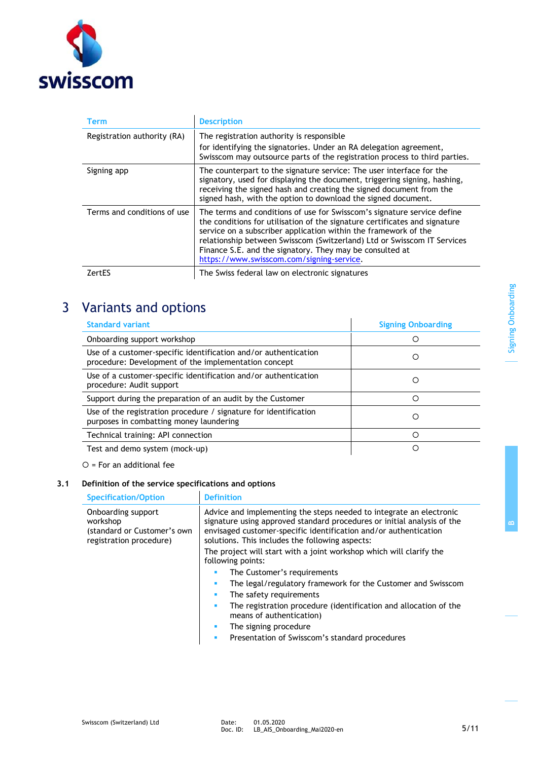| Term | Description |
|---|---|
| Registration authority (RA) | The registration authority is responsible for identifying the signatories. Under an RA delegation agreement, Swisscom may outsource parts of the registration process to third parties. |
| Signing app | The counterpart to the signature service: The user interface for the signatory, used for displaying the document, triggering signing, hashing, receiving the signed hash and creating the signed document from the signed hash, with the option to download the signed document. |
| Terms and conditions of use | The terms and conditions of use for Swisscom's signature service define the conditions for utilisation of the signature certificates and signature service on a subscriber application within the framework of the relationship between Swisscom (Switzerland) Ltd or Swisscom IT Services Finance S.E. and the signatory. They may be consulted at https://www.swisscom.com/signing-service. |
| ZertES | The Swiss federal law on electronic signatures |

# 3 Variants and options

| Standard variant | Signing Onboarding |
|---|---|
| Onboarding support workshop | ○ |
| Use of a customer-specific identification and/or authentication procedure: Development of the implementation concept | ○ |
| Use of a customer-specific identification and/or authentication procedure: Audit support | ○ |
| Support during the preparation of an audit by the Customer | ○ |
| Use of the registration procedure / signature for identification purposes in combatting money laundering | ○ |
| Technical training: API connection | ○ |
| Test and demo system (mock-up) | ○ |

○ = For an additional fee

## 3.1 Definition of the service specifications and options

| Specification/Option | Definition |
|---|---|
| Onboarding support workshop (standard or Customer's own registration procedure) | Advice and implementing the steps needed to integrate an electronic signature using approved standard procedures or initial analysis of the envisaged customer-specific identification and/or authentication solutions. This includes the following aspects:<br>The project will start with a joint workshop which will clarify the following points:<br>▪ The Customer's requirements<br>▪ The legal/regulatory framework for the Customer and Swisscom<br>▪ The safety requirements<br>▪ The registration procedure (identification and allocation of the means of authentication)<br>▪ The signing procedure<br>▪ Presentation of Swisscom's standard procedures |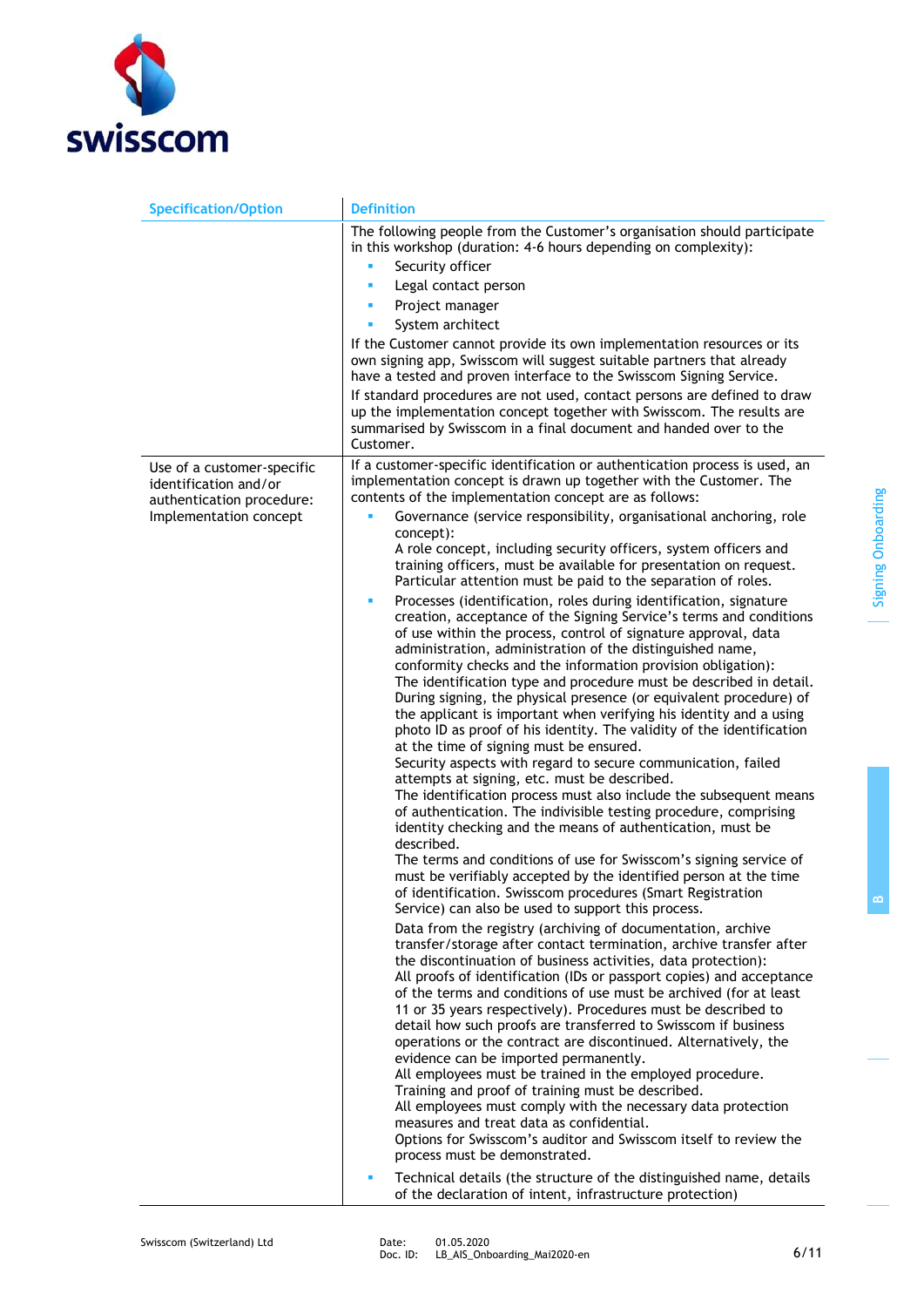| Specification/Option | Definition |
|---|---|
| | The following people from the Customer's organisation should participate in this workshop (duration: 4-6 hours depending on complexity):<br>▪ Security officer<br>▪ Legal contact person<br>▪ Project manager<br>▪ System architect<br>If the Customer cannot provide its own implementation resources or its own signing app, Swisscom will suggest suitable partners that already have a tested and proven interface to the Swisscom Signing Service.<br>If standard procedures are not used, contact persons are defined to draw up the implementation concept together with Swisscom. The results are summarised by Swisscom in a final document and handed over to the Customer. |
| Use of a customer-specific identification and/or authentication procedure: Implementation concept | If a customer-specific identification or authentication process is used, an implementation concept is drawn up together with the Customer. The contents of the implementation concept are as follows:<br>▪ Governance (service responsibility, organisational anchoring, role concept):<br>A role concept, including security officers, system officers and training officers, must be available for presentation on request. Particular attention must be paid to the separation of roles.<br>▪ Processes (identification, roles during identification, signature creation, acceptance of the Signing Service's terms and conditions of use within the process, control of signature approval, data administration, administration of the distinguished name, conformity checks and the information provision obligation):<br>The identification type and procedure must be described in detail. During signing, the physical presence (or equivalent procedure) of the applicant is important when verifying his identity and a using photo ID as proof of his identity. The validity of the identification at the time of signing must be ensured.<br>Security aspects with regard to secure communication, failed attempts at signing, etc. must be described.<br>The identification process must also include the subsequent means of authentication. The indivisible testing procedure, comprising identity checking and the means of authentication, must be described.<br>The terms and conditions of use for Swisscom's signing service of must be verifiably accepted by the identified person at the time of identification. Swisscom procedures (Smart Registration Service) can also be used to support this process.<br>Data from the registry (archiving of documentation, archive transfer/storage after contact termination, archive transfer after the discontinuation of business activities, data protection):<br>All proofs of identification (IDs or passport copies) and acceptance of the terms and conditions of use must be archived (for at least 11 or 35 years respectively). Procedures must be described to detail how such proofs are transferred to Swisscom if business operations or the contract are discontinued. Alternatively, the evidence can be imported permanently.<br>All employees must be trained in the employed procedure. Training and proof of training must be described.<br>All employees must comply with the necessary data protection measures and treat data as confidential.<br>Options for Swisscom's auditor and Swisscom itself to review the process must be demonstrated.<br>▪ Technical details (the structure of the distinguished name, details of the declaration of intent, infrastructure protection) |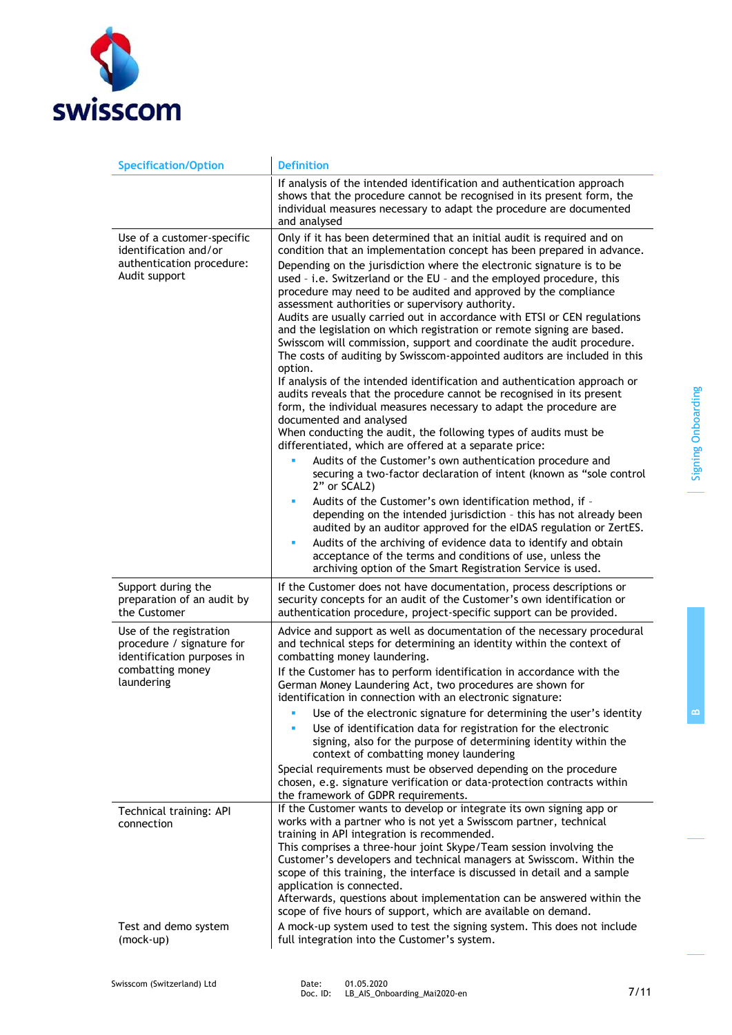| Specification/Option | Definition |
|---|---|
| | If analysis of the intended identification and authentication approach shows that the procedure cannot be recognised in its present form, the individual measures necessary to adapt the procedure are documented and analysed |
| Use of a customer-specific identification and/or authentication procedure: Audit support | Only if it has been determined that an initial audit is required and on condition that an implementation concept has been prepared in advance.<br>Depending on the jurisdiction where the electronic signature is to be used - i.e. Switzerland or the EU - and the employed procedure, this procedure may need to be audited and approved by the compliance assessment authorities or supervisory authority.<br>Audits are usually carried out in accordance with ETSI or CEN regulations and the legislation on which registration or remote signing are based. Swisscom will commission, support and coordinate the audit procedure. The costs of auditing by Swisscom-appointed auditors are included in this option.<br>If analysis of the intended identification and authentication approach or audits reveals that the procedure cannot be recognised in its present form, the individual measures necessary to adapt the procedure are documented and analysed<br>When conducting the audit, the following types of audits must be differentiated, which are offered at a separate price:<br>▪ Audits of the Customer's own authentication procedure and securing a two-factor declaration of intent (known as "sole control 2" or SCAL2)<br>▪ Audits of the Customer's own identification method, if - depending on the intended jurisdiction - this has not already been audited by an auditor approved for the eIDAS regulation or ZertES.<br>▪ Audits of the archiving of evidence data to identify and obtain acceptance of the terms and conditions of use, unless the archiving option of the Smart Registration Service is used. |
| Support during the preparation of an audit by the Customer | If the Customer does not have documentation, process descriptions or security concepts for an audit of the Customer's own identification or authentication procedure, project-specific support can be provided. |
| Use of the registration procedure / signature for identification purposes in combatting money laundering | Advice and support as well as documentation of the necessary procedural and technical steps for determining an identity within the context of combatting money laundering.<br>If the Customer has to perform identification in accordance with the German Money Laundering Act, two procedures are shown for identification in connection with an electronic signature:<br>▪ Use of the electronic signature for determining the user's identity<br>▪ Use of identification data for registration for the electronic signing, also for the purpose of determining identity within the context of combatting money laundering<br>Special requirements must be observed depending on the procedure chosen, e.g. signature verification or data-protection contracts within the framework of GDPR requirements. |
| Technical training: API connection | If the Customer wants to develop or integrate its own signing app or works with a partner who is not yet a Swisscom partner, technical training in API integration is recommended.<br>This comprises a three-hour joint Skype/Team session involving the Customer's developers and technical managers at Swisscom. Within the scope of this training, the interface is discussed in detail and a sample application is connected.<br>Afterwards, questions about implementation can be answered within the scope of five hours of support, which are available on demand. |
| Test and demo system (mock-up) | A mock-up system used to test the signing system. This does not include full integration into the Customer's system. |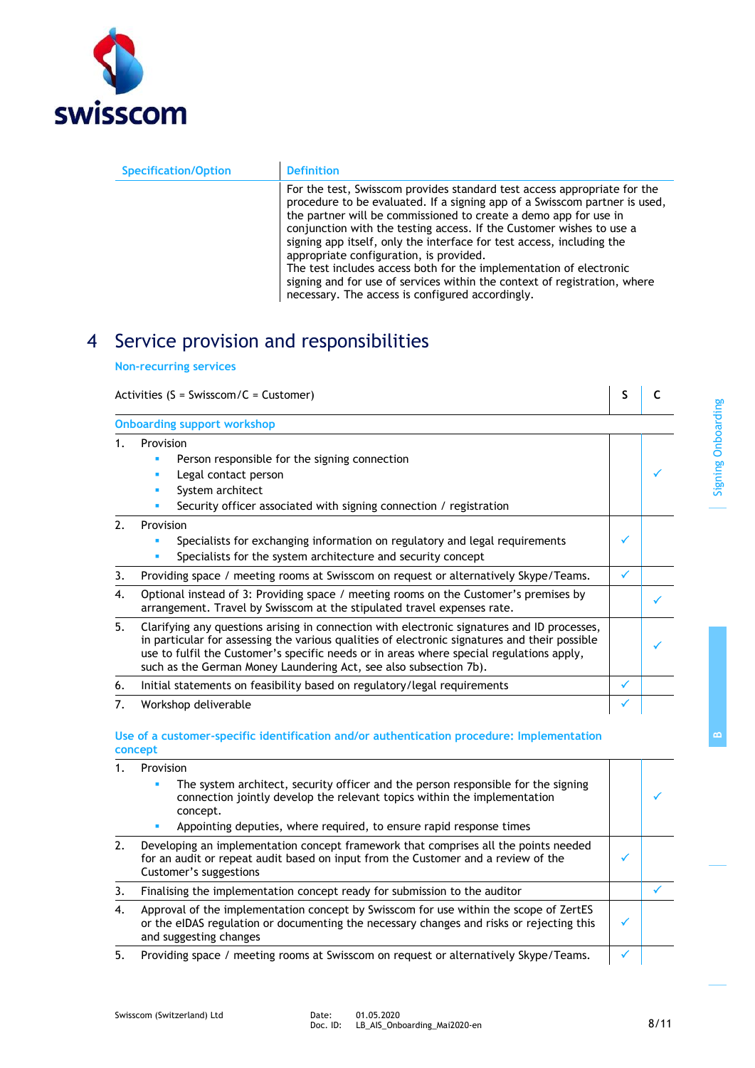| Specification/Option | Definition |
|---|---|
| | For the test, Swisscom provides standard test access appropriate for the procedure to be evaluated. If a signing app of a Swisscom partner is used, the partner will be commissioned to create a demo app for use in conjunction with the testing access. If the Customer wishes to use a signing app itself, only the interface for test access, including the appropriate configuration, is provided.<br>The test includes access both for the implementation of electronic signing and for use of services within the context of registration, where necessary. The access is configured accordingly. |

# 4 Service provision and responsibilities

**Non-recurring services**

| Activities (S = Swisscom/C = Customer) | S | C |
|---|---|---|
| **Onboarding support workshop** | | |
| 1. Provision<br>▪ Person responsible for the signing connection<br>▪ Legal contact person<br>▪ System architect<br>▪ Security officer associated with signing connection / registration | | ✓ |
| 2. Provision<br>▪ Specialists for exchanging information on regulatory and legal requirements<br>▪ Specialists for the system architecture and security concept | ✓ | |
| 3. Providing space / meeting rooms at Swisscom on request or alternatively Skype/Teams. | ✓ | |
| 4. Optional instead of 3: Providing space / meeting rooms on the Customer's premises by arrangement. Travel by Swisscom at the stipulated travel expenses rate. | | ✓ |
| 5. Clarifying any questions arising in connection with electronic signatures and ID processes, in particular for assessing the various qualities of electronic signatures and their possible use to fulfil the Customer's specific needs or in areas where special regulations apply, such as the German Money Laundering Act, see also subsection 7b). | | ✓ |
| 6. Initial statements on feasibility based on regulatory/legal requirements | ✓ | |
| 7. Workshop deliverable | ✓ | |

**Use of a customer-specific identification and/or authentication procedure: Implementation concept**

| Activities (S = Swisscom/C = Customer) | S | C |
|---|---|---|
| 1. Provision<br>▪ The system architect, security officer and the person responsible for the signing connection jointly develop the relevant topics within the implementation concept.<br>▪ Appointing deputies, where required, to ensure rapid response times | | ✓ |
| 2. Developing an implementation concept framework that comprises all the points needed for an audit or repeat audit based on input from the Customer and a review of the Customer's suggestions | ✓ | |
| 3. Finalising the implementation concept ready for submission to the auditor | | ✓ |
| 4. Approval of the implementation concept by Swisscom for use within the scope of ZertES or the eIDAS regulation or documenting the necessary changes and risks or rejecting this and suggesting changes | ✓ | |
| 5. Providing space / meeting rooms at Swisscom on request or alternatively Skype/Teams. | ✓ | |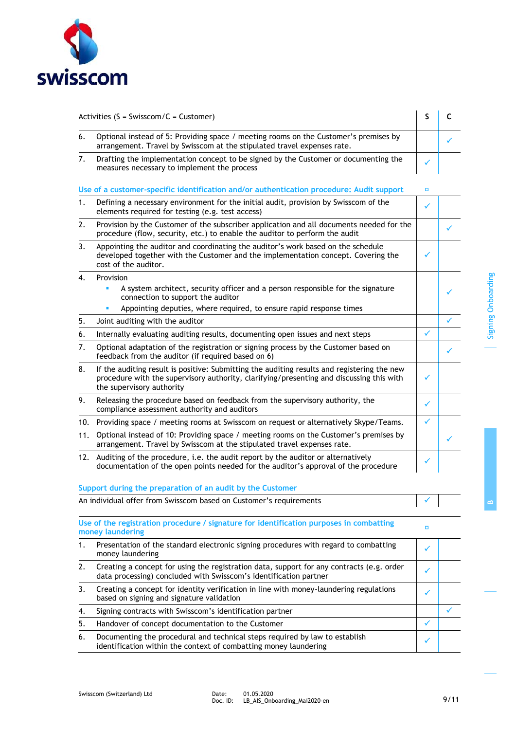| Activities (S = Swisscom/C = Customer) | S | C |
|---|---|---|
| 6. Optional instead of 5: Providing space / meeting rooms on the Customer's premises by arrangement. Travel by Swisscom at the stipulated travel expenses rate. | | ✓ |
| 7. Drafting the implementation concept to be signed by the Customer or documenting the measures necessary to implement the process | ✓ | |
| **Use of a customer-specific identification and/or authentication procedure: Audit support** | ▫ | |
| 1. Defining a necessary environment for the initial audit, provision by Swisscom of the elements required for testing (e.g. test access) | ✓ | |
| 2. Provision by the Customer of the subscriber application and all documents needed for the procedure (flow, security, etc.) to enable the auditor to perform the audit | | ✓ |
| 3. Appointing the auditor and coordinating the auditor's work based on the schedule developed together with the Customer and the implementation concept. Covering the cost of the auditor. | ✓ | |
| 4. Provision<br>▪ A system architect, security officer and a person responsible for the signature connection to support the auditor<br>▪ Appointing deputies, where required, to ensure rapid response times | | ✓ |
| 5. Joint auditing with the auditor | | ✓ |
| 6. Internally evaluating auditing results, documenting open issues and next steps | ✓ | |
| 7. Optional adaptation of the registration or signing process by the Customer based on feedback from the auditor (if required based on 6) | | ✓ |
| 8. If the auditing result is positive: Submitting the auditing results and registering the new procedure with the supervisory authority, clarifying/presenting and discussing this with the supervisory authority | ✓ | |
| 9. Releasing the procedure based on feedback from the supervisory authority, the compliance assessment authority and auditors | ✓ | |
| 10. Providing space / meeting rooms at Swisscom on request or alternatively Skype/Teams. | ✓ | |
| 11. Optional instead of 10: Providing space / meeting rooms on the Customer's premises by arrangement. Travel by Swisscom at the stipulated travel expenses rate. | | ✓ |
| 12. Auditing of the procedure, i.e. the audit report by the auditor or alternatively documentation of the open points needed for the auditor's approval of the procedure | ✓ | |
| **Support during the preparation of an audit by the Customer** | | |
| An individual offer from Swisscom based on Customer's requirements | ✓ | |
| **Use of the registration procedure / signature for identification purposes in combatting money laundering** | ▫ | |
| 1. Presentation of the standard electronic signing procedures with regard to combatting money laundering | ✓ | |
| 2. Creating a concept for using the registration data, support for any contracts (e.g. order data processing) concluded with Swisscom's identification partner | ✓ | |
| 3. Creating a concept for identity verification in line with money-laundering regulations based on signing and signature validation | ✓ | |
| 4. Signing contracts with Swisscom's identification partner | | ✓ |
| 5. Handover of concept documentation to the Customer | ✓ | |
| 6. Documenting the procedural and technical steps required by law to establish identification within the context of combatting money laundering | ✓ | |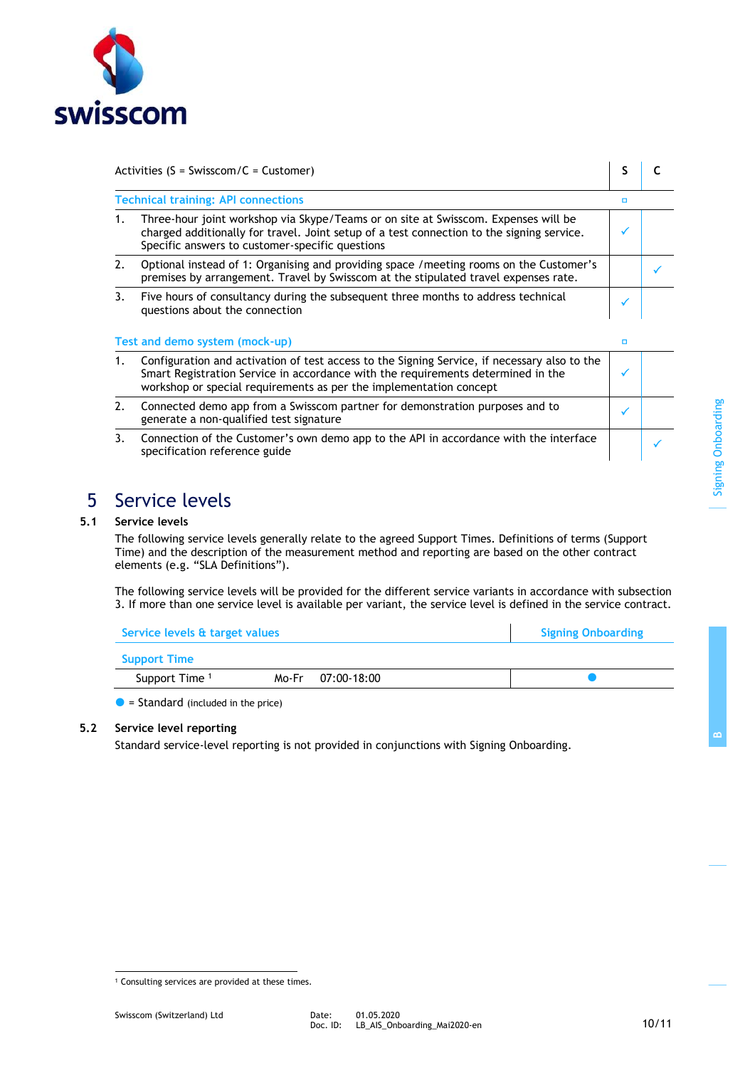| Activities (S = Swisscom/C = Customer) | S | C |
| --- | --- | --- |
| **Technical training: API connections** | ▫ | |
| 1. Three-hour joint workshop via Skype/Teams or on site at Swisscom. Expenses will be charged additionally for travel. Joint setup of a test connection to the signing service. Specific answers to customer-specific questions | ✓ | |
| 2. Optional instead of 1: Organising and providing space /meeting rooms on the Customer's premises by arrangement. Travel by Swisscom at the stipulated travel expenses rate. | | ✓ |
| 3. Five hours of consultancy during the subsequent three months to address technical questions about the connection | ✓ | |
| **Test and demo system (mock-up)** | ▫ | |
| 1. Configuration and activation of test access to the Signing Service, if necessary also to the Smart Registration Service in accordance with the requirements determined in the workshop or special requirements as per the implementation concept | ✓ | |
| 2. Connected demo app from a Swisscom partner for demonstration purposes and to generate a non-qualified test signature | ✓ | |
| 3. Connection of the Customer's own demo app to the API in accordance with the interface specification reference guide | | ✓ |

# 5 Service levels

## 5.1 Service levels

The following service levels generally relate to the agreed Support Times. Definitions of terms (Support Time) and the description of the measurement method and reporting are based on the other contract elements (e.g. "SLA Definitions").

The following service levels will be provided for the different service variants in accordance with subsection 3. If more than one service level is available per variant, the service level is defined in the service contract.

| Service levels & target values | | | Signing Onboarding |
| --- | --- | --- | --- |
| **Support Time** | | | |
| Support Time [1] | Mo-Fr | 07:00-18:00 | ● |

● = Standard (included in the price)

## 5.2 Service level reporting

Standard service-level reporting is not provided in conjunctions with Signing Onboarding.

[1] Consulting services are provided at these times.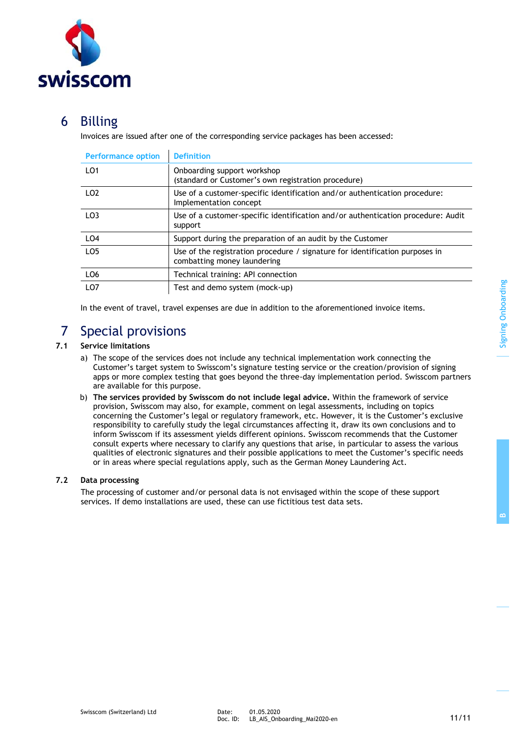# 6 Billing

Invoices are issued after one of the corresponding service packages has been accessed:

| Performance option | Definition |
|---|---|
| LO1 | Onboarding support workshop<br>(standard or Customer's own registration procedure) |
| LO2 | Use of a customer-specific identification and/or authentication procedure: Implementation concept |
| LO3 | Use of a customer-specific identification and/or authentication procedure: Audit support |
| LO4 | Support during the preparation of an audit by the Customer |
| LO5 | Use of the registration procedure / signature for identification purposes in combatting money laundering |
| LO6 | Technical training: API connection |
| LO7 | Test and demo system (mock-up) |

In the event of travel, travel expenses are due in addition to the aforementioned invoice items.

# 7 Special provisions

## 7.1 Service limitations

a) The scope of the services does not include any technical implementation work connecting the Customer's target system to Swisscom's signature testing service or the creation/provision of signing apps or more complex testing that goes beyond the three-day implementation period. Swisscom partners are available for this purpose.

b) **The services provided by Swisscom do not include legal advice.** Within the framework of service provision, Swisscom may also, for example, comment on legal assessments, including on topics concerning the Customer's legal or regulatory framework, etc. However, it is the Customer's exclusive responsibility to carefully study the legal circumstances affecting it, draw its own conclusions and to inform Swisscom if its assessment yields different opinions. Swisscom recommends that the Customer consult experts where necessary to clarify any questions that arise, in particular to assess the various qualities of electronic signatures and their possible applications to meet the Customer's specific needs or in areas where special regulations apply, such as the German Money Laundering Act.

## 7.2 Data processing

The processing of customer and/or personal data is not envisaged within the scope of these support services. If demo installations are used, these can use fictitious test data sets.